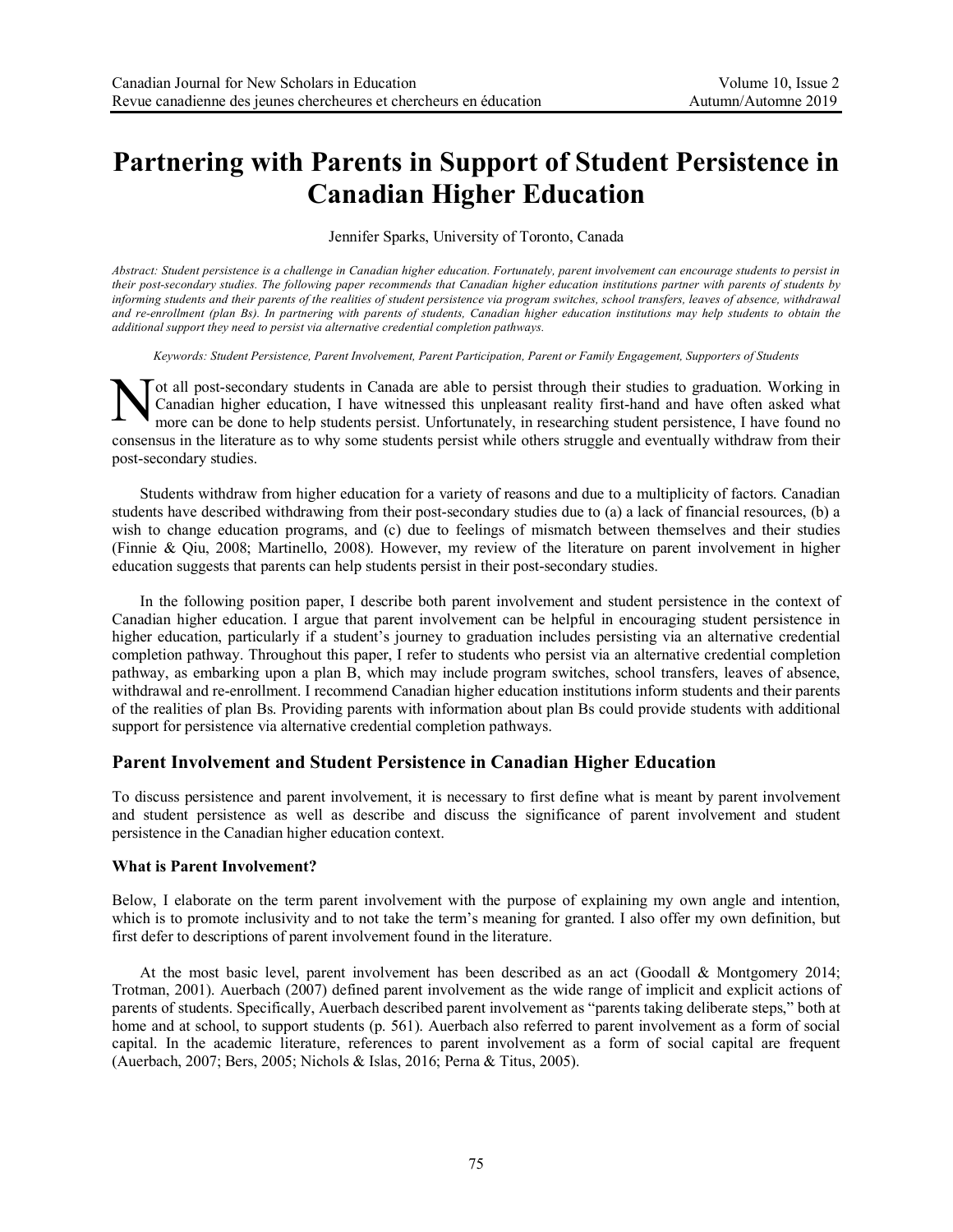# Partnering with Parents in Support of Student Persistence in Canadian Higher Education

Jennifer Sparks, University of Toronto, Canada

*Abstract: Student persistence is a challenge in Canadian higher education. Fortunately, parent involvement can encourage students to persist in their post-secondary studies. The following paper recommends that Canadian higher education institutions partner with parents of students by informing students and their parents of the realities of student persistence via program switches, school transfers, leaves of absence, withdrawal and re-enrollment (plan Bs). In partnering with parents of students, Canadian higher education institutions may help students to obtain the additional support they need to persist via alternative credential completion pathways.*

*Keywords: Student Persistence, Parent Involvement, Parent Participation, Parent or Family Engagement, Supporters of Students*

Not all post-secondary students in Canada are able to persist through their studies to graduation. Working in Canadian higher education, I have witnessed this unpleasant reality first-hand and have often asked what more can be done to help students persist. Unfortunately, in researching student persistence, I have found no consensus in the literature as to why some students persist while others struggle and eventually withdraw from their post-secondary studies.

Students withdraw from higher education for a variety of reasons and due to a multiplicity of factors. Canadian students have described withdrawing from their post-secondary studies due to (a) a lack of financial resources, (b) a wish to change education programs, and (c) due to feelings of mismatch between themselves and their studies (Finnie & Qiu, 2008; Martinello, 2008). However, my review of the literature on parent involvement in higher education suggests that parents can help students persist in their post-secondary studies.

In the following position paper, I describe both parent involvement and student persistence in the context of Canadian higher education. I argue that parent involvement can be helpful in encouraging student persistence in higher education, particularly if a student's journey to graduation includes persisting via an alternative credential completion pathway. Throughout this paper, I refer to students who persist via an alternative credential completion pathway, as embarking upon a plan B, which may include program switches, school transfers, leaves of absence, withdrawal and re-enrollment. I recommend Canadian higher education institutions inform students and their parents of the realities of plan Bs. Providing parents with information about plan Bs could provide students with additional support for persistence via alternative credential completion pathways.

## Parent Involvement and Student Persistence in Canadian Higher Education

To discuss persistence and parent involvement, it is necessary to first define what is meant by parent involvement and student persistence as well as describe and discuss the significance of parent involvement and student persistence in the Canadian higher education context.

### What is Parent Involvement?

Below, I elaborate on the term parent involvement with the purpose of explaining my own angle and intention, which is to promote inclusivity and to not take the term's meaning for granted. I also offer my own definition, but first defer to descriptions of parent involvement found in the literature.

At the most basic level, parent involvement has been described as an act (Goodall & Montgomery 2014; Trotman, 2001). Auerbach (2007) defined parent involvement as the wide range of implicit and explicit actions of parents of students. Specifically, Auerbach described parent involvement as "parents taking deliberate steps," both at home and at school, to support students (p. 561). Auerbach also referred to parent involvement as a form of social capital. In the academic literature, references to parent involvement as a form of social capital are frequent (Auerbach, 2007; Bers, 2005; Nichols & Islas, 2016; Perna & Titus, 2005).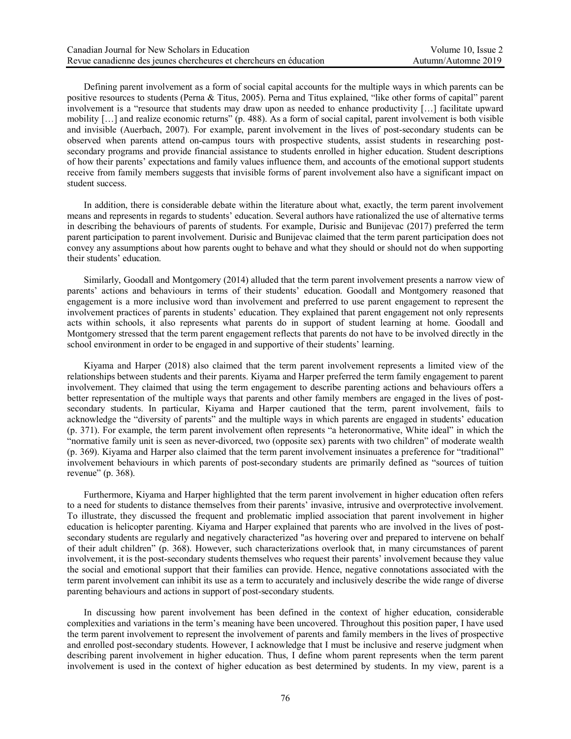Defining parent involvement as a form of social capital accounts for the multiple ways in which parents can be positive resources to students (Perna & Titus, 2005). Perna and Titus explained, "like other forms of capital" parent involvement is a "resource that students may draw upon as needed to enhance productivity […] facilitate upward mobility […] and realize economic returns" (p. 488). As a form of social capital, parent involvement is both visible and invisible (Auerbach, 2007). For example, parent involvement in the lives of post-secondary students can be observed when parents attend on-campus tours with prospective students, assist students in researching post-secondary programs and provide financial assistance to students enrolled in higher education. Student descriptions of how their parents' expectations and family values influence them, and accounts of the emotional support students receive from family members suggests that invisible forms of parent involvement also have a significant impact on student success.

In addition, there is considerable debate within the literature about what, exactly, the term parent involvement means and represents in regards to students' education. Several authors have rationalized the use of alternative terms in describing the behaviours of parents of students. For example, Durisic and Bunijevac (2017) preferred the term parent participation to parent involvement. Durisic and Bunijevac claimed that the term parent participation does not convey any assumptions about how parents ought to behave and what they should or should not do when supporting their students' education.

Similarly, Goodall and Montgomery (2014) alluded that the term parent involvement presents a narrow view of parents' actions and behaviours in terms of their students' education. Goodall and Montgomery reasoned that engagement is a more inclusive word than involvement and preferred to use parent engagement to represent the involvement practices of parents in students' education. They explained that parent engagement not only represents acts within schools, it also represents what parents do in support of student learning at home. Goodall and Montgomery stressed that the term parent engagement reflects that parents do not have to be involved directly in the school environment in order to be engaged in and supportive of their students' learning.

Kiyama and Harper (2018) also claimed that the term parent involvement represents a limited view of the relationships between students and their parents. Kiyama and Harper preferred the term family engagement to parent involvement. They claimed that using the term engagement to describe parenting actions and behaviours offers a better representation of the multiple ways that parents and other family members are engaged in the lives of post-secondary students. In particular, Kiyama and Harper cautioned that the term, parent involvement, fails to acknowledge the "diversity of parents" and the multiple ways in which parents are engaged in students' education (p. 371). For example, the term parent involvement often represents "a heteronormative, White ideal" in which the "normative family unit is seen as never-divorced, two (opposite sex) parents with two children" of moderate wealth (p. 369). Kiyama and Harper also claimed that the term parent involvement insinuates a preference for "traditional" involvement behaviours in which parents of post-secondary students are primarily defined as "sources of tuition revenue" (p. 368).

Furthermore, Kiyama and Harper highlighted that the term parent involvement in higher education often refers to a need for students to distance themselves from their parents' invasive, intrusive and overprotective involvement. To illustrate, they discussed the frequent and problematic implied association that parent involvement in higher education is helicopter parenting. Kiyama and Harper explained that parents who are involved in the lives of post-secondary students are regularly and negatively characterized "as hovering over and prepared to intervene on behalf of their adult children" (p. 368). However, such characterizations overlook that, in many circumstances of parent involvement, it is the post-secondary students themselves who request their parents' involvement because they value the social and emotional support that their families can provide. Hence, negative connotations associated with the term parent involvement can inhibit its use as a term to accurately and inclusively describe the wide range of diverse parenting behaviours and actions in support of post-secondary students.

In discussing how parent involvement has been defined in the context of higher education, considerable complexities and variations in the term's meaning have been uncovered. Throughout this position paper, I have used the term parent involvement to represent the involvement of parents and family members in the lives of prospective and enrolled post-secondary students. However, I acknowledge that I must be inclusive and reserve judgment when describing parent involvement in higher education. Thus, I define whom parent represents when the term parent involvement is used in the context of higher education as best determined by students. In my view, parent is a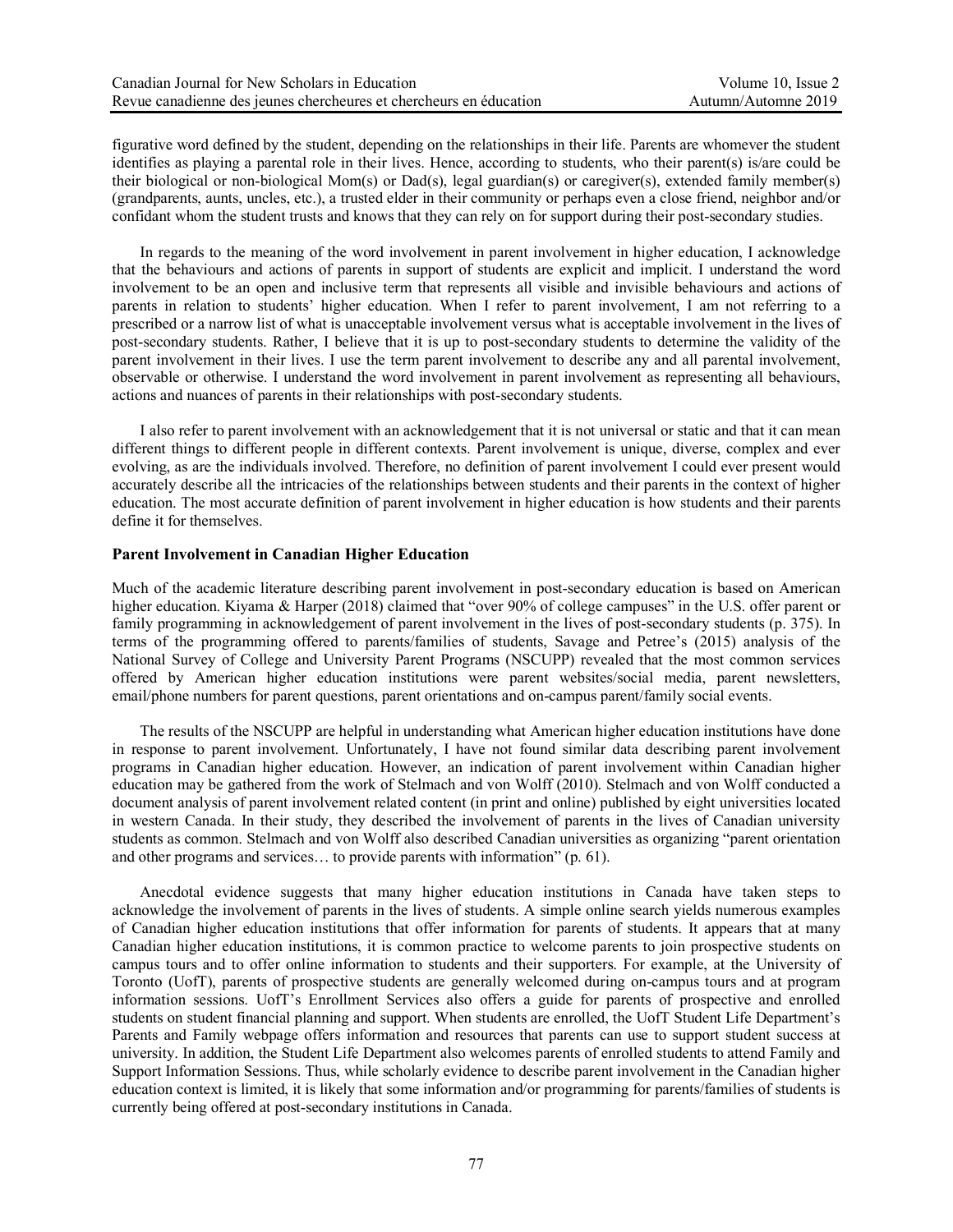figurative word defined by the student, depending on the relationships in their life. Parents are whomever the student identifies as playing a parental role in their lives. Hence, according to students, who their parent(s) is/are could be their biological or non-biological Mom(s) or Dad(s), legal guardian(s) or caregiver(s), extended family member(s) (grandparents, aunts, uncles, etc.), a trusted elder in their community or perhaps even a close friend, neighbor and/or confidant whom the student trusts and knows that they can rely on for support during their post-secondary studies.

In regards to the meaning of the word involvement in parent involvement in higher education, I acknowledge that the behaviours and actions of parents in support of students are explicit and implicit. I understand the word involvement to be an open and inclusive term that represents all visible and invisible behaviours and actions of parents in relation to students' higher education. When I refer to parent involvement, I am not referring to a prescribed or a narrow list of what is unacceptable involvement versus what is acceptable involvement in the lives of post-secondary students. Rather, I believe that it is up to post-secondary students to determine the validity of the parent involvement in their lives. I use the term parent involvement to describe any and all parental involvement, observable or otherwise. I understand the word involvement in parent involvement as representing all behaviours, actions and nuances of parents in their relationships with post-secondary students.

I also refer to parent involvement with an acknowledgement that it is not universal or static and that it can mean different things to different people in different contexts. Parent involvement is unique, diverse, complex and ever evolving, as are the individuals involved. Therefore, no definition of parent involvement I could ever present would accurately describe all the intricacies of the relationships between students and their parents in the context of higher education. The most accurate definition of parent involvement in higher education is how students and their parents define it for themselves.

### Parent Involvement in Canadian Higher Education

Much of the academic literature describing parent involvement in post-secondary education is based on American higher education. Kiyama & Harper (2018) claimed that "over 90% of college campuses" in the U.S. offer parent or family programming in acknowledgement of parent involvement in the lives of post-secondary students (p. 375). In terms of the programming offered to parents/families of students, Savage and Petree's (2015) analysis of the National Survey of College and University Parent Programs (NSCUPP) revealed that the most common services offered by American higher education institutions were parent websites/social media, parent newsletters, email/phone numbers for parent questions, parent orientations and on-campus parent/family social events.

The results of the NSCUPP are helpful in understanding what American higher education institutions have done in response to parent involvement. Unfortunately, I have not found similar data describing parent involvement programs in Canadian higher education. However, an indication of parent involvement within Canadian higher education may be gathered from the work of Stelmach and von Wolff (2010). Stelmach and von Wolff conducted a document analysis of parent involvement related content (in print and online) published by eight universities located in western Canada. In their study, they described the involvement of parents in the lives of Canadian university students as common. Stelmach and von Wolff also described Canadian universities as organizing "parent orientation and other programs and services… to provide parents with information" (p. 61).

Anecdotal evidence suggests that many higher education institutions in Canada have taken steps to acknowledge the involvement of parents in the lives of students. A simple online search yields numerous examples of Canadian higher education institutions that offer information for parents of students. It appears that at many Canadian higher education institutions, it is common practice to welcome parents to join prospective students on campus tours and to offer online information to students and their supporters. For example, at the University of Toronto (UofT), parents of prospective students are generally welcomed during on-campus tours and at program information sessions. UofT's Enrollment Services also offers a guide for parents of prospective and enrolled students on student financial planning and support. When students are enrolled, the UofT Student Life Department's Parents and Family webpage offers information and resources that parents can use to support student success at university. In addition, the Student Life Department also welcomes parents of enrolled students to attend Family and Support Information Sessions. Thus, while scholarly evidence to describe parent involvement in the Canadian higher education context is limited, it is likely that some information and/or programming for parents/families of students is currently being offered at post-secondary institutions in Canada.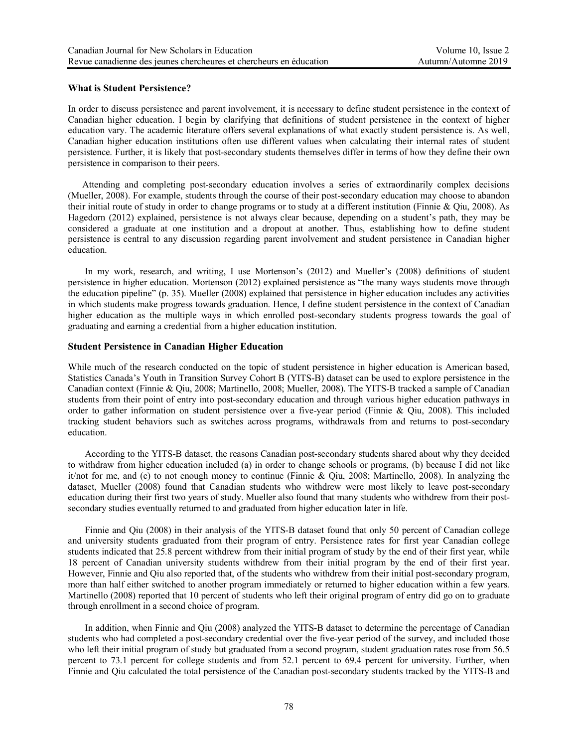## What is Student Persistence?

In order to discuss persistence and parent involvement, it is necessary to define student persistence in the context of Canadian higher education. I begin by clarifying that definitions of student persistence in the context of higher education vary. The academic literature offers several explanations of what exactly student persistence is. As well, Canadian higher education institutions often use different values when calculating their internal rates of student persistence. Further, it is likely that post-secondary students themselves differ in terms of how they define their own persistence in comparison to their peers.

Attending and completing post-secondary education involves a series of extraordinarily complex decisions (Mueller, 2008). For example, students through the course of their post-secondary education may choose to abandon their initial route of study in order to change programs or to study at a different institution (Finnie & Qiu, 2008). As Hagedorn (2012) explained, persistence is not always clear because, depending on a student's path, they may be considered a graduate at one institution and a dropout at another. Thus, establishing how to define student persistence is central to any discussion regarding parent involvement and student persistence in Canadian higher education.

In my work, research, and writing, I use Mortenson's (2012) and Mueller's (2008) definitions of student persistence in higher education. Mortenson (2012) explained persistence as "the many ways students move through the education pipeline" (p. 35). Mueller (2008) explained that persistence in higher education includes any activities in which students make progress towards graduation. Hence, I define student persistence in the context of Canadian higher education as the multiple ways in which enrolled post-secondary students progress towards the goal of graduating and earning a credential from a higher education institution.

## Student Persistence in Canadian Higher Education

While much of the research conducted on the topic of student persistence in higher education is American based, Statistics Canada's Youth in Transition Survey Cohort B (YITS-B) dataset can be used to explore persistence in the Canadian context (Finnie & Qiu, 2008; Martinello, 2008; Mueller, 2008). The YITS-B tracked a sample of Canadian students from their point of entry into post-secondary education and through various higher education pathways in order to gather information on student persistence over a five-year period (Finnie & Qiu, 2008). This included tracking student behaviors such as switches across programs, withdrawals from and returns to post-secondary education.

According to the YITS-B dataset, the reasons Canadian post-secondary students shared about why they decided to withdraw from higher education included (a) in order to change schools or programs, (b) because I did not like it/not for me, and (c) to not enough money to continue (Finnie & Qiu, 2008; Martinello, 2008). In analyzing the dataset, Mueller (2008) found that Canadian students who withdrew were most likely to leave post-secondary education during their first two years of study. Mueller also found that many students who withdrew from their post-secondary studies eventually returned to and graduated from higher education later in life.

Finnie and Qiu (2008) in their analysis of the YITS-B dataset found that only 50 percent of Canadian college and university students graduated from their program of entry. Persistence rates for first year Canadian college students indicated that 25.8 percent withdrew from their initial program of study by the end of their first year, while 18 percent of Canadian university students withdrew from their initial program by the end of their first year. However, Finnie and Qiu also reported that, of the students who withdrew from their initial post-secondary program, more than half either switched to another program immediately or returned to higher education within a few years. Martinello (2008) reported that 10 percent of students who left their original program of entry did go on to graduate through enrollment in a second choice of program.

In addition, when Finnie and Qiu (2008) analyzed the YITS-B dataset to determine the percentage of Canadian students who had completed a post-secondary credential over the five-year period of the survey, and included those who left their initial program of study but graduated from a second program, student graduation rates rose from 56.5 percent to 73.1 percent for college students and from 52.1 percent to 69.4 percent for university. Further, when Finnie and Qiu calculated the total persistence of the Canadian post-secondary students tracked by the YITS-B and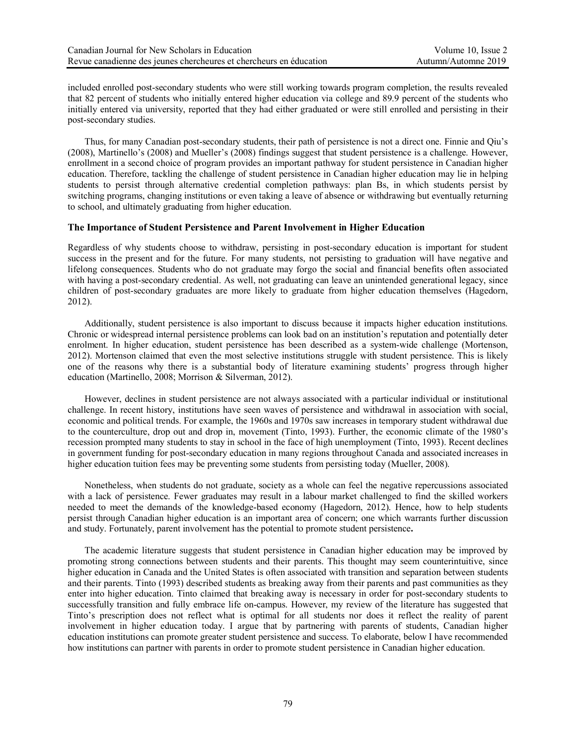included enrolled post-secondary students who were still working towards program completion, the results revealed that 82 percent of students who initially entered higher education via college and 89.9 percent of the students who initially entered via university, reported that they had either graduated or were still enrolled and persisting in their post-secondary studies.

Thus, for many Canadian post-secondary students, their path of persistence is not a direct one. Finnie and Qiu's (2008), Martinello's (2008) and Mueller's (2008) findings suggest that student persistence is a challenge. However, enrollment in a second choice of program provides an important pathway for student persistence in Canadian higher education. Therefore, tackling the challenge of student persistence in Canadian higher education may lie in helping students to persist through alternative credential completion pathways: plan Bs, in which students persist by switching programs, changing institutions or even taking a leave of absence or withdrawing but eventually returning to school, and ultimately graduating from higher education.

### The Importance of Student Persistence and Parent Involvement in Higher Education

Regardless of why students choose to withdraw, persisting in post-secondary education is important for student success in the present and for the future. For many students, not persisting to graduation will have negative and lifelong consequences. Students who do not graduate may forgo the social and financial benefits often associated with having a post-secondary credential. As well, not graduating can leave an unintended generational legacy, since children of post-secondary graduates are more likely to graduate from higher education themselves (Hagedorn, 2012).

Additionally, student persistence is also important to discuss because it impacts higher education institutions. Chronic or widespread internal persistence problems can look bad on an institution's reputation and potentially deter enrolment. In higher education, student persistence has been described as a system-wide challenge (Mortenson, 2012). Mortenson claimed that even the most selective institutions struggle with student persistence. This is likely one of the reasons why there is a substantial body of literature examining students' progress through higher education (Martinello, 2008; Morrison & Silverman, 2012).

However, declines in student persistence are not always associated with a particular individual or institutional challenge. In recent history, institutions have seen waves of persistence and withdrawal in association with social, economic and political trends. For example, the 1960s and 1970s saw increases in temporary student withdrawal due to the counterculture, drop out and drop in, movement (Tinto, 1993). Further, the economic climate of the 1980's recession prompted many students to stay in school in the face of high unemployment (Tinto, 1993). Recent declines in government funding for post-secondary education in many regions throughout Canada and associated increases in higher education tuition fees may be preventing some students from persisting today (Mueller, 2008).

Nonetheless, when students do not graduate, society as a whole can feel the negative repercussions associated with a lack of persistence. Fewer graduates may result in a labour market challenged to find the skilled workers needed to meet the demands of the knowledge-based economy (Hagedorn, 2012). Hence, how to help students persist through Canadian higher education is an important area of concern; one which warrants further discussion and study. Fortunately, parent involvement has the potential to promote student persistence.

The academic literature suggests that student persistence in Canadian higher education may be improved by promoting strong connections between students and their parents. This thought may seem counterintuitive, since higher education in Canada and the United States is often associated with transition and separation between students and their parents. Tinto (1993) described students as breaking away from their parents and past communities as they enter into higher education. Tinto claimed that breaking away is necessary in order for post-secondary students to successfully transition and fully embrace life on-campus. However, my review of the literature has suggested that Tinto's prescription does not reflect what is optimal for all students nor does it reflect the reality of parent involvement in higher education today. I argue that by partnering with parents of students, Canadian higher education institutions can promote greater student persistence and success. To elaborate, below I have recommended how institutions can partner with parents in order to promote student persistence in Canadian higher education.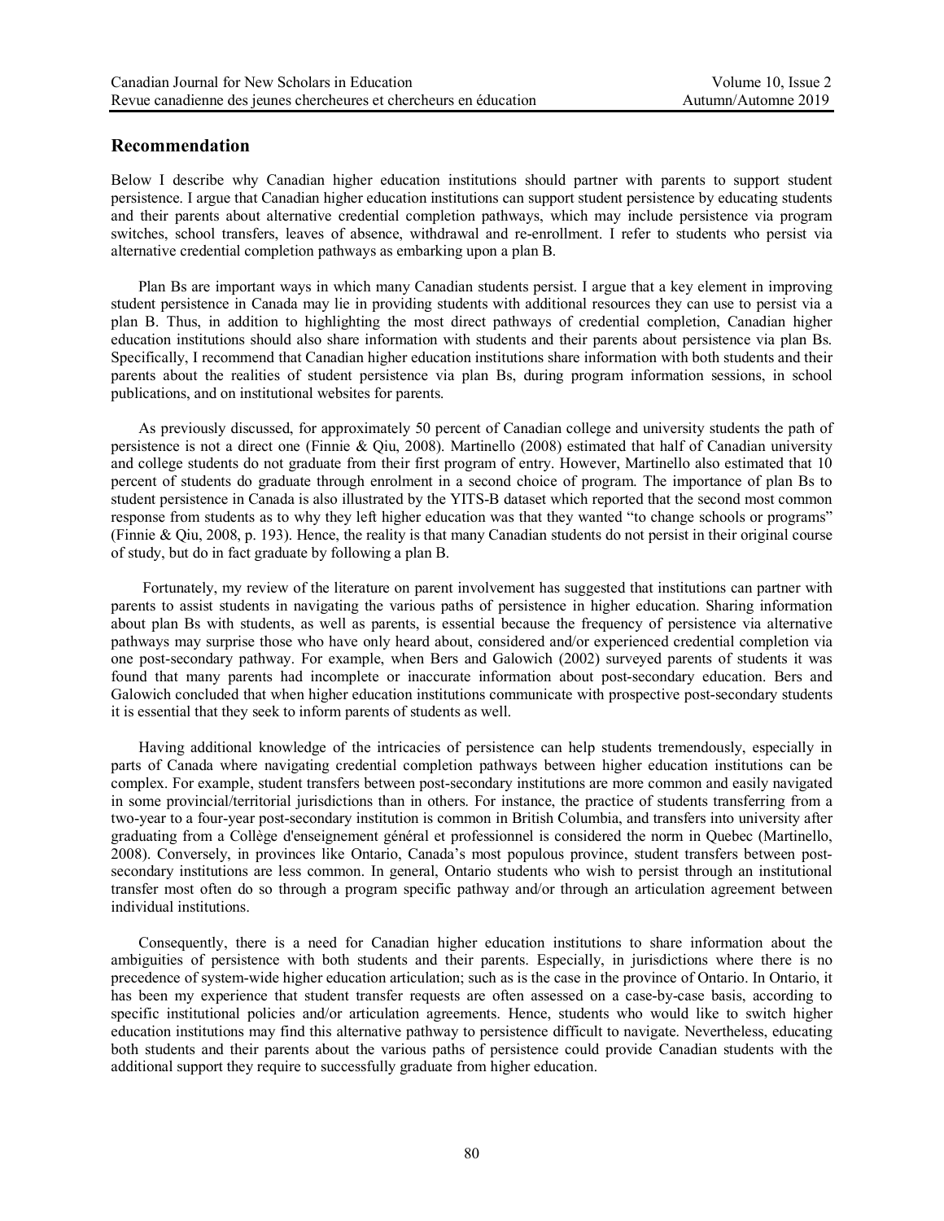## Recommendation

Below I describe why Canadian higher education institutions should partner with parents to support student persistence. I argue that Canadian higher education institutions can support student persistence by educating students and their parents about alternative credential completion pathways, which may include persistence via program switches, school transfers, leaves of absence, withdrawal and re-enrollment. I refer to students who persist via alternative credential completion pathways as embarking upon a plan B.

Plan Bs are important ways in which many Canadian students persist. I argue that a key element in improving student persistence in Canada may lie in providing students with additional resources they can use to persist via a plan B. Thus, in addition to highlighting the most direct pathways of credential completion, Canadian higher education institutions should also share information with students and their parents about persistence via plan Bs. Specifically, I recommend that Canadian higher education institutions share information with both students and their parents about the realities of student persistence via plan Bs, during program information sessions, in school publications, and on institutional websites for parents.

As previously discussed, for approximately 50 percent of Canadian college and university students the path of persistence is not a direct one (Finnie & Qiu, 2008). Martinello (2008) estimated that half of Canadian university and college students do not graduate from their first program of entry. However, Martinello also estimated that 10 percent of students do graduate through enrolment in a second choice of program. The importance of plan Bs to student persistence in Canada is also illustrated by the YITS-B dataset which reported that the second most common response from students as to why they left higher education was that they wanted "to change schools or programs" (Finnie & Qiu, 2008, p. 193). Hence, the reality is that many Canadian students do not persist in their original course of study, but do in fact graduate by following a plan B.

Fortunately, my review of the literature on parent involvement has suggested that institutions can partner with parents to assist students in navigating the various paths of persistence in higher education. Sharing information about plan Bs with students, as well as parents, is essential because the frequency of persistence via alternative pathways may surprise those who have only heard about, considered and/or experienced credential completion via one post-secondary pathway. For example, when Bers and Galowich (2002) surveyed parents of students it was found that many parents had incomplete or inaccurate information about post-secondary education. Bers and Galowich concluded that when higher education institutions communicate with prospective post-secondary students it is essential that they seek to inform parents of students as well.

Having additional knowledge of the intricacies of persistence can help students tremendously, especially in parts of Canada where navigating credential completion pathways between higher education institutions can be complex. For example, student transfers between post-secondary institutions are more common and easily navigated in some provincial/territorial jurisdictions than in others. For instance, the practice of students transferring from a two-year to a four-year post-secondary institution is common in British Columbia, and transfers into university after graduating from a Collège d'enseignement général et professionnel is considered the norm in Quebec (Martinello, 2008). Conversely, in provinces like Ontario, Canada's most populous province, student transfers between post-secondary institutions are less common. In general, Ontario students who wish to persist through an institutional transfer most often do so through a program specific pathway and/or through an articulation agreement between individual institutions.

Consequently, there is a need for Canadian higher education institutions to share information about the ambiguities of persistence with both students and their parents. Especially, in jurisdictions where there is no precedence of system-wide higher education articulation; such as is the case in the province of Ontario. In Ontario, it has been my experience that student transfer requests are often assessed on a case-by-case basis, according to specific institutional policies and/or articulation agreements. Hence, students who would like to switch higher education institutions may find this alternative pathway to persistence difficult to navigate. Nevertheless, educating both students and their parents about the various paths of persistence could provide Canadian students with the additional support they require to successfully graduate from higher education.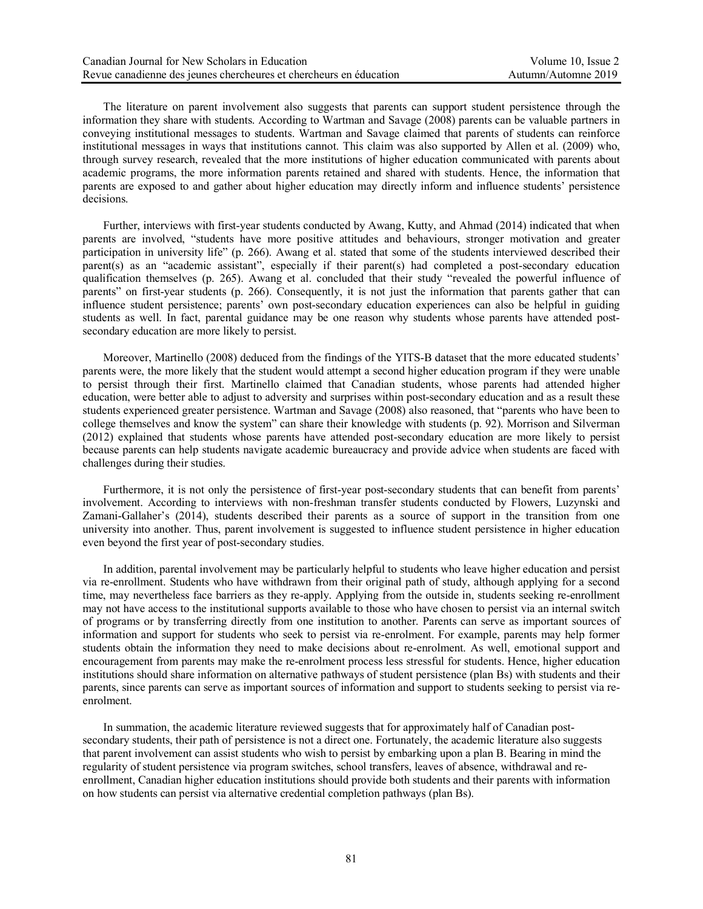The literature on parent involvement also suggests that parents can support student persistence through the information they share with students. According to Wartman and Savage (2008) parents can be valuable partners in conveying institutional messages to students. Wartman and Savage claimed that parents of students can reinforce institutional messages in ways that institutions cannot. This claim was also supported by Allen et al. (2009) who, through survey research, revealed that the more institutions of higher education communicated with parents about academic programs, the more information parents retained and shared with students. Hence, the information that parents are exposed to and gather about higher education may directly inform and influence students' persistence decisions.

Further, interviews with first-year students conducted by Awang, Kutty, and Ahmad (2014) indicated that when parents are involved, "students have more positive attitudes and behaviours, stronger motivation and greater participation in university life" (p. 266). Awang et al. stated that some of the students interviewed described their parent(s) as an "academic assistant", especially if their parent(s) had completed a post-secondary education qualification themselves (p. 265). Awang et al. concluded that their study "revealed the powerful influence of parents" on first-year students (p. 266). Consequently, it is not just the information that parents gather that can influence student persistence; parents' own post-secondary education experiences can also be helpful in guiding students as well. In fact, parental guidance may be one reason why students whose parents have attended post-secondary education are more likely to persist.

Moreover, Martinello (2008) deduced from the findings of the YITS-B dataset that the more educated students' parents were, the more likely that the student would attempt a second higher education program if they were unable to persist through their first. Martinello claimed that Canadian students, whose parents had attended higher education, were better able to adjust to adversity and surprises within post-secondary education and as a result these students experienced greater persistence. Wartman and Savage (2008) also reasoned, that "parents who have been to college themselves and know the system" can share their knowledge with students (p. 92). Morrison and Silverman (2012) explained that students whose parents have attended post-secondary education are more likely to persist because parents can help students navigate academic bureaucracy and provide advice when students are faced with challenges during their studies.

Furthermore, it is not only the persistence of first-year post-secondary students that can benefit from parents' involvement. According to interviews with non-freshman transfer students conducted by Flowers, Luzynski and Zamani-Gallaher's (2014), students described their parents as a source of support in the transition from one university into another. Thus, parent involvement is suggested to influence student persistence in higher education even beyond the first year of post-secondary studies.

In addition, parental involvement may be particularly helpful to students who leave higher education and persist via re-enrollment. Students who have withdrawn from their original path of study, although applying for a second time, may nevertheless face barriers as they re-apply. Applying from the outside in, students seeking re-enrollment may not have access to the institutional supports available to those who have chosen to persist via an internal switch of programs or by transferring directly from one institution to another. Parents can serve as important sources of information and support for students who seek to persist via re-enrolment. For example, parents may help former students obtain the information they need to make decisions about re-enrolment. As well, emotional support and encouragement from parents may make the re-enrolment process less stressful for students. Hence, higher education institutions should share information on alternative pathways of student persistence (plan Bs) with students and their parents, since parents can serve as important sources of information and support to students seeking to persist via re-enrolment.

In summation, the academic literature reviewed suggests that for approximately half of Canadian post-secondary students, their path of persistence is not a direct one. Fortunately, the academic literature also suggests that parent involvement can assist students who wish to persist by embarking upon a plan B. Bearing in mind the regularity of student persistence via program switches, school transfers, leaves of absence, withdrawal and re-enrollment, Canadian higher education institutions should provide both students and their parents with information on how students can persist via alternative credential completion pathways (plan Bs).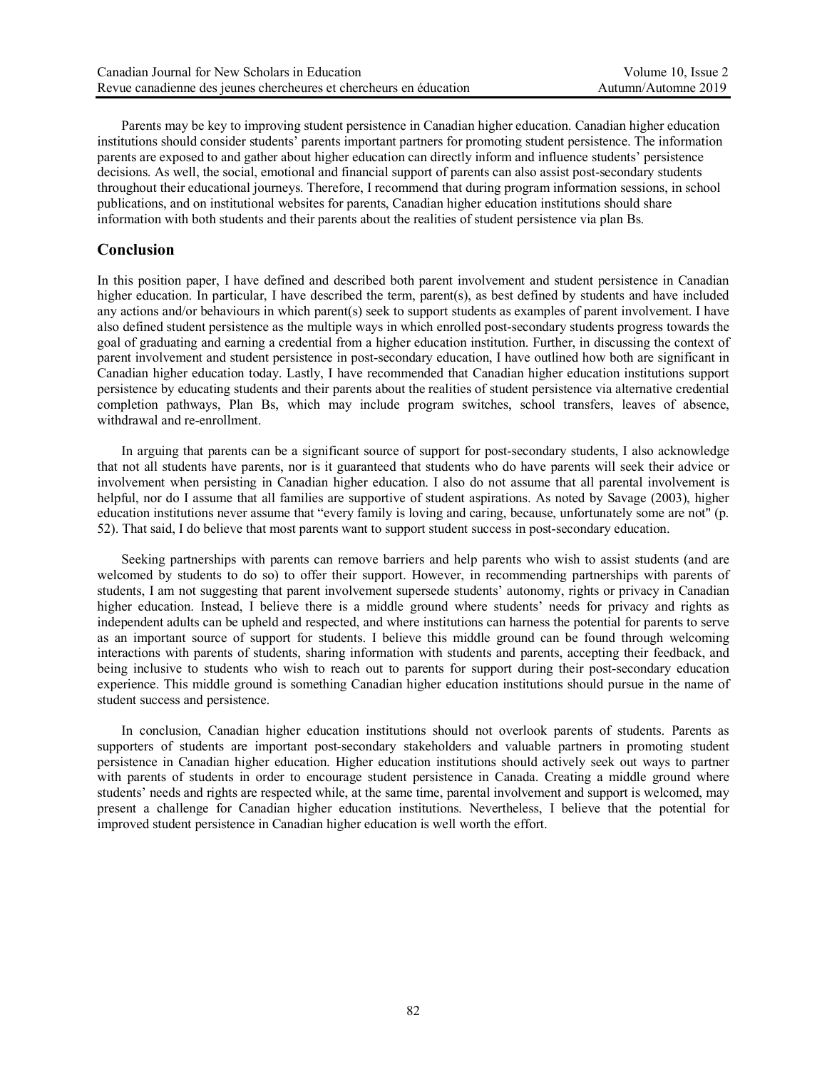Parents may be key to improving student persistence in Canadian higher education. Canadian higher education institutions should consider students' parents important partners for promoting student persistence. The information parents are exposed to and gather about higher education can directly inform and influence students' persistence decisions. As well, the social, emotional and financial support of parents can also assist post-secondary students throughout their educational journeys. Therefore, I recommend that during program information sessions, in school publications, and on institutional websites for parents, Canadian higher education institutions should share information with both students and their parents about the realities of student persistence via plan Bs.

## Conclusion

In this position paper, I have defined and described both parent involvement and student persistence in Canadian higher education. In particular, I have described the term, parent(s), as best defined by students and have included any actions and/or behaviours in which parent(s) seek to support students as examples of parent involvement. I have also defined student persistence as the multiple ways in which enrolled post-secondary students progress towards the goal of graduating and earning a credential from a higher education institution. Further, in discussing the context of parent involvement and student persistence in post-secondary education, I have outlined how both are significant in Canadian higher education today. Lastly, I have recommended that Canadian higher education institutions support persistence by educating students and their parents about the realities of student persistence via alternative credential completion pathways, Plan Bs, which may include program switches, school transfers, leaves of absence, withdrawal and re-enrollment.

In arguing that parents can be a significant source of support for post-secondary students, I also acknowledge that not all students have parents, nor is it guaranteed that students who do have parents will seek their advice or involvement when persisting in Canadian higher education. I also do not assume that all parental involvement is helpful, nor do I assume that all families are supportive of student aspirations. As noted by Savage (2003), higher education institutions never assume that "every family is loving and caring, because, unfortunately some are not" (p. 52). That said, I do believe that most parents want to support student success in post-secondary education.

Seeking partnerships with parents can remove barriers and help parents who wish to assist students (and are welcomed by students to do so) to offer their support. However, in recommending partnerships with parents of students, I am not suggesting that parent involvement supersede students' autonomy, rights or privacy in Canadian higher education. Instead, I believe there is a middle ground where students' needs for privacy and rights as independent adults can be upheld and respected, and where institutions can harness the potential for parents to serve as an important source of support for students. I believe this middle ground can be found through welcoming interactions with parents of students, sharing information with students and parents, accepting their feedback, and being inclusive to students who wish to reach out to parents for support during their post-secondary education experience. This middle ground is something Canadian higher education institutions should pursue in the name of student success and persistence.

In conclusion, Canadian higher education institutions should not overlook parents of students. Parents as supporters of students are important post-secondary stakeholders and valuable partners in promoting student persistence in Canadian higher education. Higher education institutions should actively seek out ways to partner with parents of students in order to encourage student persistence in Canada. Creating a middle ground where students' needs and rights are respected while, at the same time, parental involvement and support is welcomed, may present a challenge for Canadian higher education institutions. Nevertheless, I believe that the potential for improved student persistence in Canadian higher education is well worth the effort.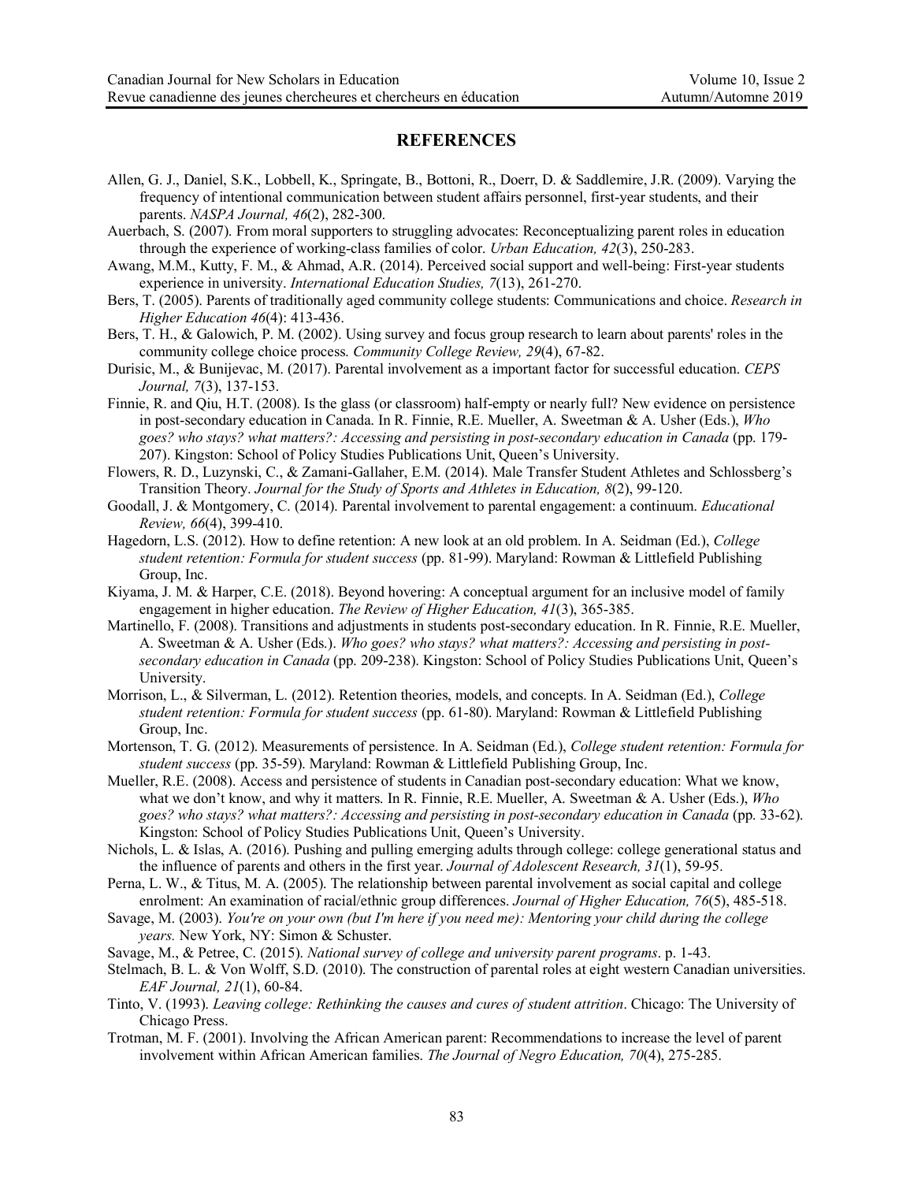## REFERENCES

Allen, G. J., Daniel, S.K., Lobbell, K., Springate, B., Bottoni, R., Doerr, D. & Saddlemire, J.R. (2009). Varying the frequency of intentional communication between student affairs personnel, first-year students, and their parents. *NASPA Journal, 46*(2), 282-300.

Auerbach, S. (2007). From moral supporters to struggling advocates: Reconceptualizing parent roles in education through the experience of working-class families of color. *Urban Education, 42*(3), 250-283.

Awang, M.M., Kutty, F. M., & Ahmad, A.R. (2014). Perceived social support and well-being: First-year students experience in university. *International Education Studies, 7*(13), 261-270.

Bers, T. (2005). Parents of traditionally aged community college students: Communications and choice. *Research in Higher Education 46*(4): 413-436.

Bers, T. H., & Galowich, P. M. (2002). Using survey and focus group research to learn about parents' roles in the community college choice process. *Community College Review, 29*(4), 67-82.

Durisic, M., & Bunijevac, M. (2017). Parental involvement as a important factor for successful education. *CEPS Journal, 7*(3), 137-153.

Finnie, R. and Qiu, H.T. (2008). Is the glass (or classroom) half-empty or nearly full? New evidence on persistence in post-secondary education in Canada. In R. Finnie, R.E. Mueller, A. Sweetman & A. Usher (Eds.), *Who goes? who stays? what matters?: Accessing and persisting in post-secondary education in Canada* (pp. 179-207). Kingston: School of Policy Studies Publications Unit, Queen's University.

Flowers, R. D., Luzynski, C., & Zamani-Gallaher, E.M. (2014). Male Transfer Student Athletes and Schlossberg's Transition Theory. *Journal for the Study of Sports and Athletes in Education, 8*(2), 99-120.

Goodall, J. & Montgomery, C. (2014). Parental involvement to parental engagement: a continuum. *Educational Review, 66*(4), 399-410.

Hagedorn, L.S. (2012). How to define retention: A new look at an old problem. In A. Seidman (Ed.), *College student retention: Formula for student success* (pp. 81-99). Maryland: Rowman & Littlefield Publishing Group, Inc.

Kiyama, J. M. & Harper, C.E. (2018). Beyond hovering: A conceptual argument for an inclusive model of family engagement in higher education. *The Review of Higher Education, 41*(3), 365-385.

Martinello, F. (2008). Transitions and adjustments in students post-secondary education. In R. Finnie, R.E. Mueller, A. Sweetman & A. Usher (Eds.). *Who goes? who stays? what matters?: Accessing and persisting in post-secondary education in Canada* (pp. 209-238). Kingston: School of Policy Studies Publications Unit, Queen's University.

Morrison, L., & Silverman, L. (2012). Retention theories, models, and concepts. In A. Seidman (Ed.), *College student retention: Formula for student success* (pp. 61-80). Maryland: Rowman & Littlefield Publishing Group, Inc.

Mortenson, T. G. (2012). Measurements of persistence. In A. Seidman (Ed.), *College student retention: Formula for student success* (pp. 35-59). Maryland: Rowman & Littlefield Publishing Group, Inc.

Mueller, R.E. (2008). Access and persistence of students in Canadian post-secondary education: What we know, what we don't know, and why it matters. In R. Finnie, R.E. Mueller, A. Sweetman & A. Usher (Eds.), *Who goes? who stays? what matters?: Accessing and persisting in post-secondary education in Canada* (pp. 33-62). Kingston: School of Policy Studies Publications Unit, Queen's University.

Nichols, L. & Islas, A. (2016). Pushing and pulling emerging adults through college: college generational status and the influence of parents and others in the first year. *Journal of Adolescent Research, 31*(1), 59-95.

Perna, L. W., & Titus, M. A. (2005). The relationship between parental involvement as social capital and college enrolment: An examination of racial/ethnic group differences. *Journal of Higher Education, 76*(5), 485-518.

Savage, M. (2003). *You're on your own (but I'm here if you need me): Mentoring your child during the college years.* New York, NY: Simon & Schuster.

Savage, M., & Petree, C. (2015). *National survey of college and university parent programs*. p. 1-43.

Stelmach, B. L. & Von Wolff, S.D. (2010). The construction of parental roles at eight western Canadian universities. *EAF Journal, 21*(1), 60-84.

Tinto, V. (1993). *Leaving college: Rethinking the causes and cures of student attrition*. Chicago: The University of Chicago Press.

Trotman, M. F. (2001). Involving the African American parent: Recommendations to increase the level of parent involvement within African American families. *The Journal of Negro Education, 70*(4), 275-285.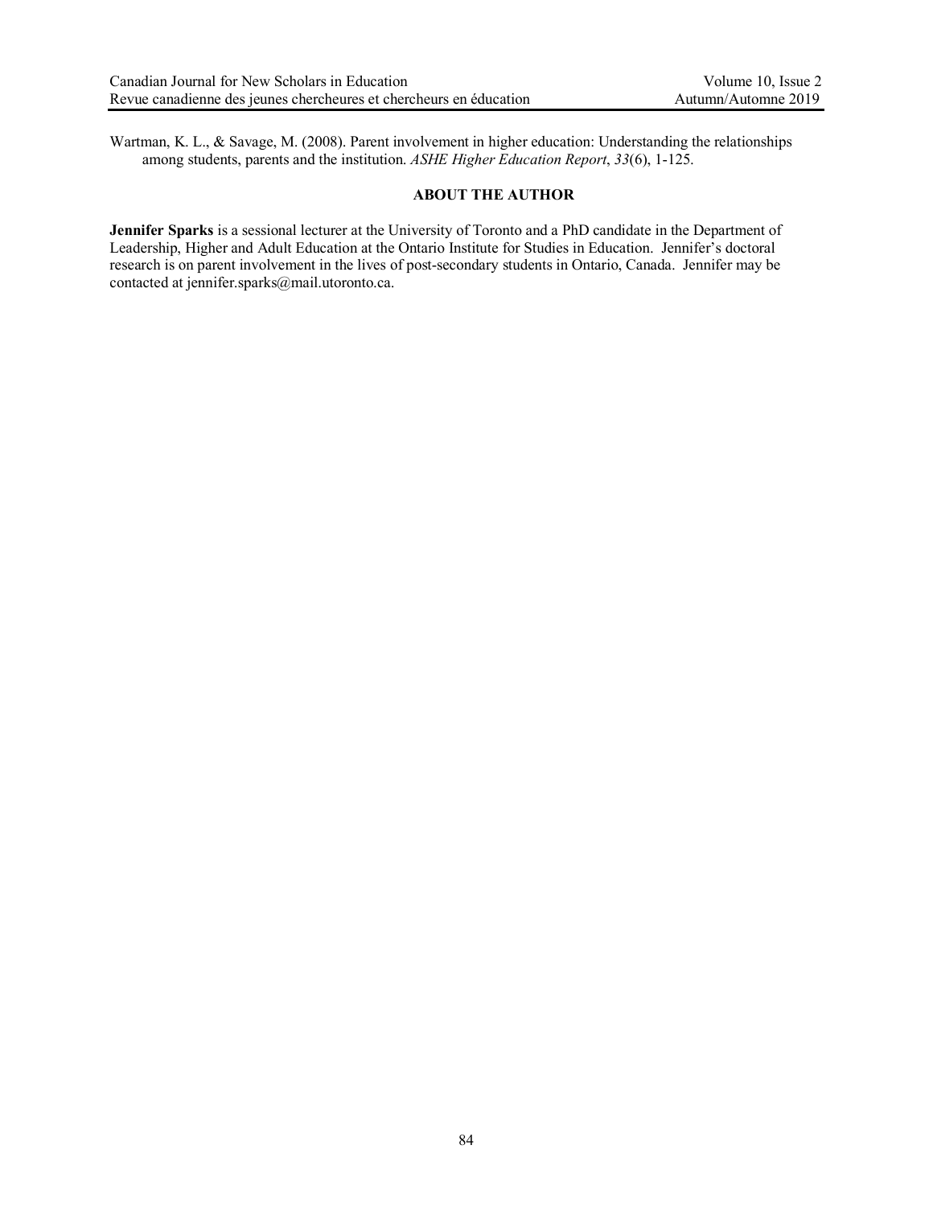Wartman, K. L., & Savage, M. (2008). Parent involvement in higher education: Understanding the relationships among students, parents and the institution. *ASHE Higher Education Report*, *33*(6), 1-125.

## ABOUT THE AUTHOR

**Jennifer Sparks** is a sessional lecturer at the University of Toronto and a PhD candidate in the Department of Leadership, Higher and Adult Education at the Ontario Institute for Studies in Education. Jennifer's doctoral research is on parent involvement in the lives of post-secondary students in Ontario, Canada. Jennifer may be contacted at jennifer.sparks@mail.utoronto.ca.